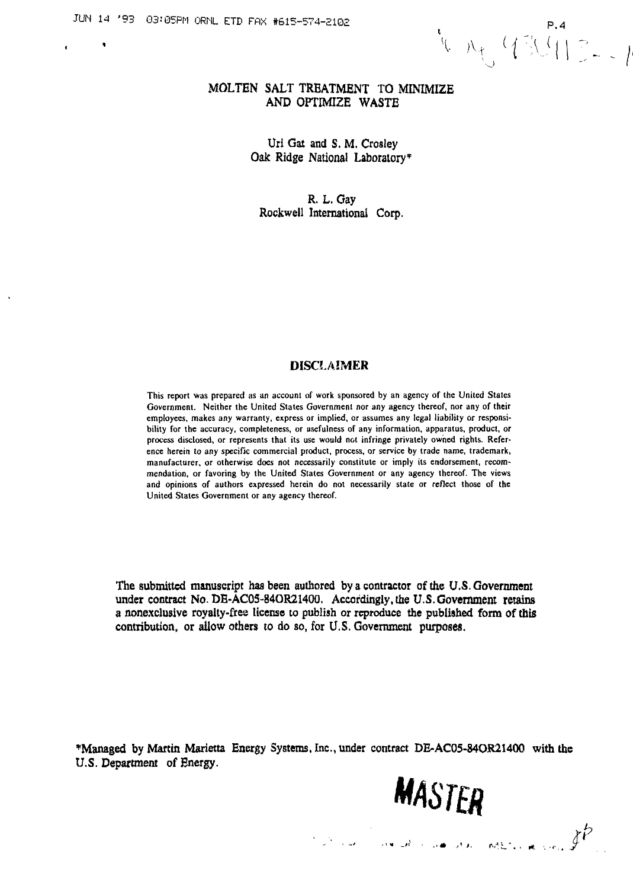# MOLTEN SALT TREATMENT TO MINIMIZE AND OPTIMIZE WASTE

Uri Gat and S. M. Crosley
Oak Ridge National Laboratory*

R. L. Gay
Rockwell International Corp.

## DISCLAIMER

This report was prepared as an account of work sponsored by an agency of the United States Government. Neither the United States Government nor any agency thereof, nor any of their employees, makes any warranty, express or implied, or assumes any legal liability or responsibility for the accuracy, completeness, or usefulness of any information, apparatus, product, or process disclosed, or represents that its use would not infringe privately owned rights. Reference herein to any specific commercial product, process, or service by trade name, trademark, manufacturer, or otherwise does not necessarily constitute or imply its endorsement, recommendation, or favoring by the United States Government or any agency thereof. The views and opinions of authors expressed herein do not necessarily state or reflect those of the United States Government or any agency thereof.

The submitted manuscript has been authored by a contractor of the U.S. Government under contract No. DE-AC05-84OR21400. Accordingly, the U.S. Government retains a nonexclusive royalty-free license to publish or reproduce the published form of this contribution, or allow others to do so, for U.S. Government purposes.

*Managed by Martin Marietta Energy Systems, Inc., under contract DE-AC05-84OR21400 with the U.S. Department of Energy.

MASTER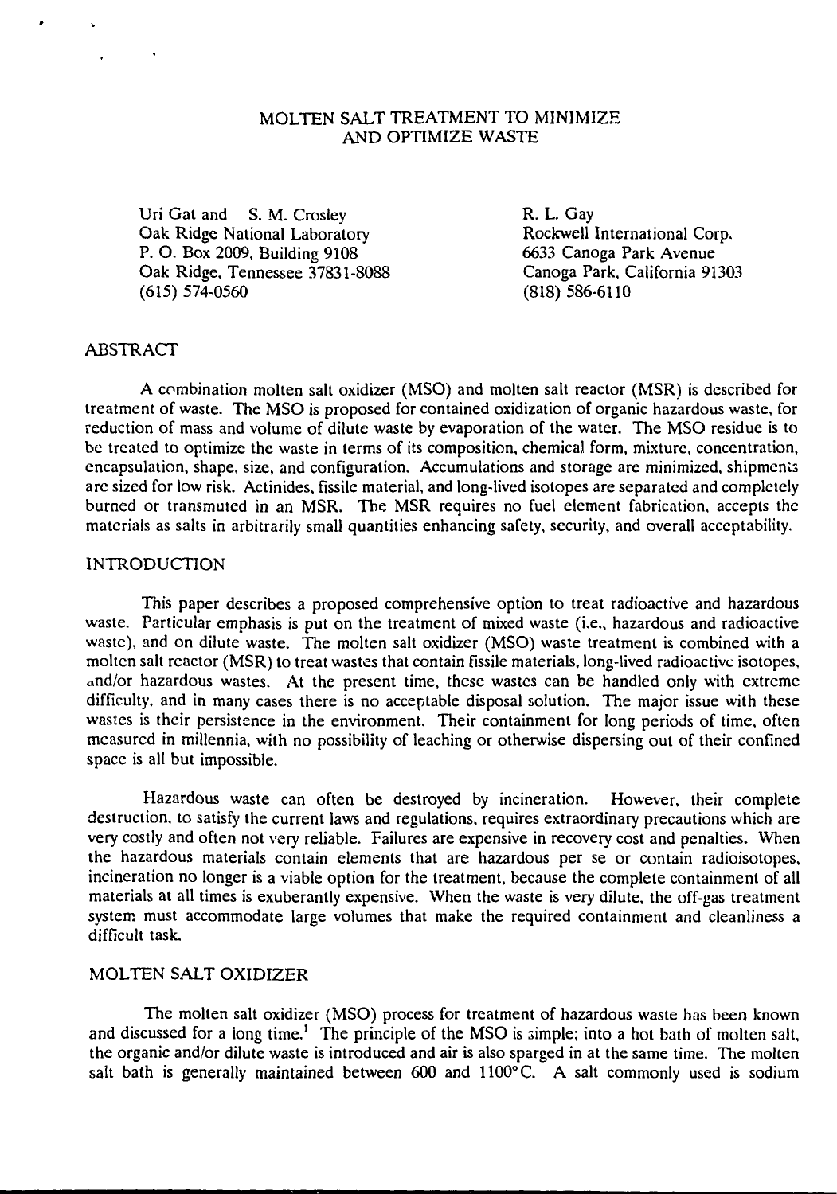# MOLTEN SALT TREATMENT TO MINIMIZE AND OPTIMIZE WASTE

Uri Gat and S. M. Crosley
Oak Ridge National Laboratory
P. O. Box 2009, Building 9108
Oak Ridge, Tennessee 37831-8088
(615) 574-0560

R. L. Gay
Rockwell International Corp.
6633 Canoga Park Avenue
Canoga Park, California 91303
(818) 586-6110

## ABSTRACT

A combination molten salt oxidizer (MSO) and molten salt reactor (MSR) is described for treatment of waste. The MSO is proposed for contained oxidization of organic hazardous waste, for reduction of mass and volume of dilute waste by evaporation of the water. The MSO residue is to be treated to optimize the waste in terms of its composition, chemical form, mixture, concentration, encapsulation, shape, size, and configuration. Accumulations and storage are minimized, shipments are sized for low risk. Actinides, fissile material, and long-lived isotopes are separated and completely burned or transmuted in an MSR. The MSR requires no fuel element fabrication, accepts the materials as salts in arbitrarily small quantities enhancing safety, security, and overall acceptability.

## INTRODUCTION

This paper describes a proposed comprehensive option to treat radioactive and hazardous waste. Particular emphasis is put on the treatment of mixed waste (i.e., hazardous and radioactive waste), and on dilute waste. The molten salt oxidizer (MSO) waste treatment is combined with a molten salt reactor (MSR) to treat wastes that contain fissile materials, long-lived radioactive isotopes, and/or hazardous wastes. At the present time, these wastes can be handled only with extreme difficulty, and in many cases there is no acceptable disposal solution. The major issue with these wastes is their persistence in the environment. Their containment for long periods of time, often measured in millennia, with no possibility of leaching or otherwise dispersing out of their confined space is all but impossible.

Hazardous waste can often be destroyed by incineration. However, their complete destruction, to satisfy the current laws and regulations, requires extraordinary precautions which are very costly and often not very reliable. Failures are expensive in recovery cost and penalties. When the hazardous materials contain elements that are hazardous per se or contain radioisotopes, incineration no longer is a viable option for the treatment, because the complete containment of all materials at all times is exuberantly expensive. When the waste is very dilute, the off-gas treatment system must accommodate large volumes that make the required containment and cleanliness a difficult task.

## MOLTEN SALT OXIDIZER

The molten salt oxidizer (MSO) process for treatment of hazardous waste has been known and discussed for a long time.[1] The principle of the MSO is simple; into a hot bath of molten salt, the organic and/or dilute waste is introduced and air is also sparged in at the same time. The molten salt bath is generally maintained between 600 and 1100°C. A salt commonly used is sodium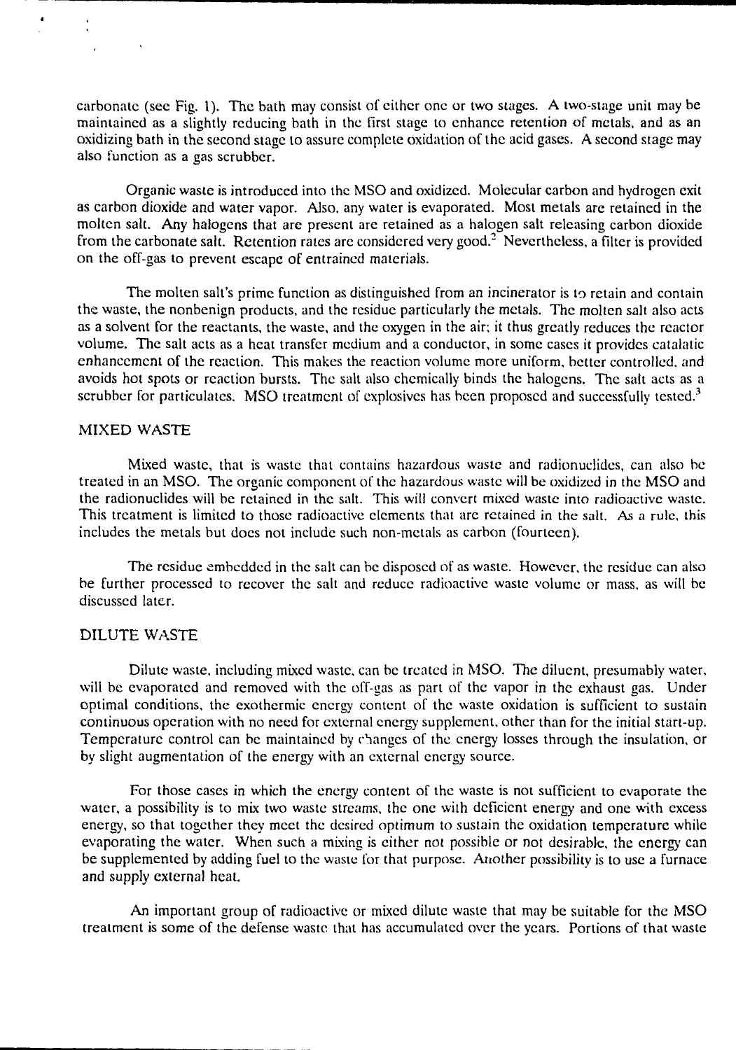carbonate (see Fig. 1). The bath may consist of either one or two stages. A two-stage unit may be maintained as a slightly reducing bath in the first stage to enhance retention of metals, and as an oxidizing bath in the second stage to assure complete oxidation of the acid gases. A second stage may also function as a gas scrubber.

Organic waste is introduced into the MSO and oxidized. Molecular carbon and hydrogen exit as carbon dioxide and water vapor. Also, any water is evaporated. Most metals are retained in the molten salt. Any halogens that are present are retained as a halogen salt releasing carbon dioxide from the carbonate salt. Retention rates are considered very good.[2] Nevertheless, a filter is provided on the off-gas to prevent escape of entrained materials.

The molten salt's prime function as distinguished from an incinerator is to retain and contain the waste, the nonbenign products, and the residue particularly the metals. The molten salt also acts as a solvent for the reactants, the waste, and the oxygen in the air; it thus greatly reduces the reactor volume. The salt acts as a heat transfer medium and a conductor, in some cases it provides catalatic enhancement of the reaction. This makes the reaction volume more uniform, better controlled, and avoids hot spots or reaction bursts. The salt also chemically binds the halogens. The salt acts as a scrubber for particulates. MSO treatment of explosives has been proposed and successfully tested.[3]

## MIXED WASTE

Mixed waste, that is waste that contains hazardous waste and radionuclides, can also be treated in an MSO. The organic component of the hazardous waste will be oxidized in the MSO and the radionuclides will be retained in the salt. This will convert mixed waste into radioactive waste. This treatment is limited to those radioactive elements that are retained in the salt. As a rule, this includes the metals but does not include such non-metals as carbon (fourteen).

The residue embedded in the salt can be disposed of as waste. However, the residue can also be further processed to recover the salt and reduce radioactive waste volume or mass, as will be discussed later.

## DILUTE WASTE

Dilute waste, including mixed waste, can be treated in MSO. The diluent, presumably water, will be evaporated and removed with the off-gas as part of the vapor in the exhaust gas. Under optimal conditions, the exothermic energy content of the waste oxidation is sufficient to sustain continuous operation with no need for external energy supplement, other than for the initial start-up. Temperature control can be maintained by changes of the energy losses through the insulation, or by slight augmentation of the energy with an external energy source.

For those cases in which the energy content of the waste is not sufficient to evaporate the water, a possibility is to mix two waste streams, the one with deficient energy and one with excess energy, so that together they meet the desired optimum to sustain the oxidation temperature while evaporating the water. When such a mixing is either not possible or not desirable, the energy can be supplemented by adding fuel to the waste for that purpose. Another possibility is to use a furnace and supply external heat.

An important group of radioactive or mixed dilute waste that may be suitable for the MSO treatment is some of the defense waste that has accumulated over the years. Portions of that waste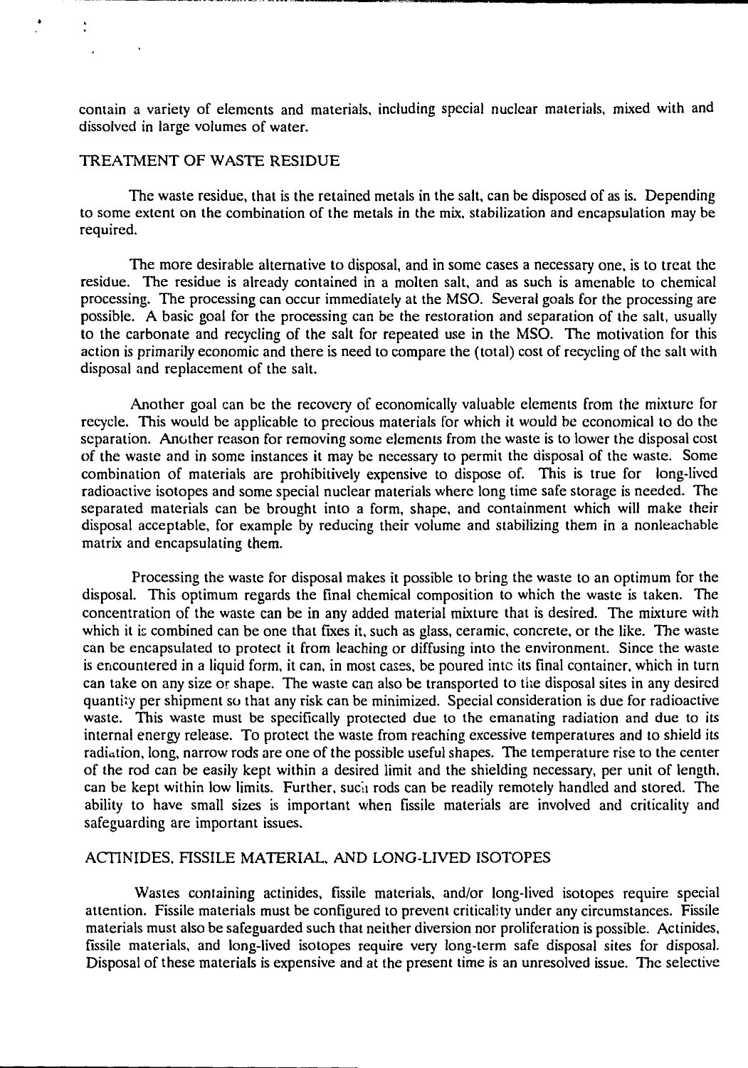contain a variety of elements and materials, including special nuclear materials, mixed with and dissolved in large volumes of water.

## TREATMENT OF WASTE RESIDUE

The waste residue, that is the retained metals in the salt, can be disposed of as is. Depending to some extent on the combination of the metals in the mix, stabilization and encapsulation may be required.

The more desirable alternative to disposal, and in some cases a necessary one, is to treat the residue. The residue is already contained in a molten salt, and as such is amenable to chemical processing. The processing can occur immediately at the MSO. Several goals for the processing are possible. A basic goal for the processing can be the restoration and separation of the salt, usually to the carbonate and recycling of the salt for repeated use in the MSO. The motivation for this action is primarily economic and there is need to compare the (total) cost of recycling of the salt with disposal and replacement of the salt.

Another goal can be the recovery of economically valuable elements from the mixture for recycle. This would be applicable to precious materials for which it would be economical to do the separation. Another reason for removing some elements from the waste is to lower the disposal cost of the waste and in some instances it may be necessary to permit the disposal of the waste. Some combination of materials are prohibitively expensive to dispose of. This is true for long-lived radioactive isotopes and some special nuclear materials where long time safe storage is needed. The separated materials can be brought into a form, shape, and containment which will make their disposal acceptable, for example by reducing their volume and stabilizing them in a nonleachable matrix and encapsulating them.

Processing the waste for disposal makes it possible to bring the waste to an optimum for the disposal. This optimum regards the final chemical composition to which the waste is taken. The concentration of the waste can be in any added material mixture that is desired. The mixture with which it is combined can be one that fixes it, such as glass, ceramic, concrete, or the like. The waste can be encapsulated to protect it from leaching or diffusing into the environment. Since the waste is encountered in a liquid form, it can, in most cases, be poured into its final container, which in turn can take on any size or shape. The waste can also be transported to the disposal sites in any desired quantity per shipment so that any risk can be minimized. Special consideration is due for radioactive waste. This waste must be specifically protected due to the emanating radiation and due to its internal energy release. To protect the waste from reaching excessive temperatures and to shield its radiation, long, narrow rods are one of the possible useful shapes. The temperature rise to the center of the rod can be easily kept within a desired limit and the shielding necessary, per unit of length, can be kept within low limits. Further, such rods can be readily remotely handled and stored. The ability to have small sizes is important when fissile materials are involved and criticality and safeguarding are important issues.

## ACTINIDES, FISSILE MATERIAL, AND LONG-LIVED ISOTOPES

Wastes containing actinides, fissile materials, and/or long-lived isotopes require special attention. Fissile materials must be configured to prevent criticality under any circumstances. Fissile materials must also be safeguarded such that neither diversion nor proliferation is possible. Actinides, fissile materials, and long-lived isotopes require very long-term safe disposal sites for disposal. Disposal of these materials is expensive and at the present time is an unresolved issue. The selective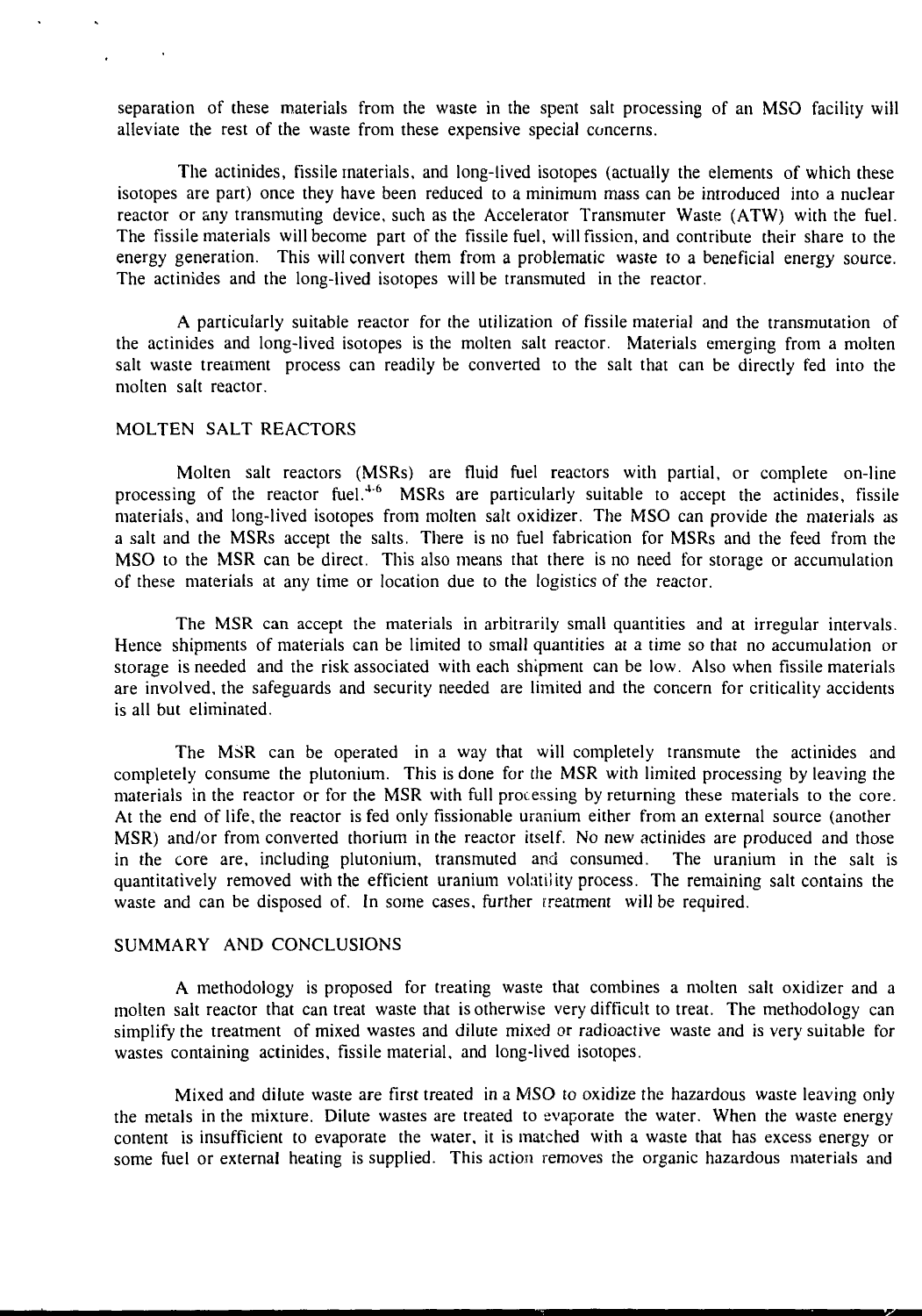separation of these materials from the waste in the spent salt processing of an MSO facility will alleviate the rest of the waste from these expensive special concerns.

The actinides, fissile materials, and long-lived isotopes (actually the elements of which these isotopes are part) once they have been reduced to a minimum mass can be introduced into a nuclear reactor or any transmuting device, such as the Accelerator Transmuter Waste (ATW) with the fuel. The fissile materials will become part of the fissile fuel, will fission, and contribute their share to the energy generation. This will convert them from a problematic waste to a beneficial energy source. The actinides and the long-lived isotopes will be transmuted in the reactor.

A particularly suitable reactor for the utilization of fissile material and the transmutation of the actinides and long-lived isotopes is the molten salt reactor. Materials emerging from a molten salt waste treatment process can readily be converted to the salt that can be directly fed into the molten salt reactor.

## MOLTEN SALT REACTORS

Molten salt reactors (MSRs) are fluid fuel reactors with partial, or complete on-line processing of the reactor fuel.[4-6] MSRs are particularly suitable to accept the actinides, fissile materials, and long-lived isotopes from molten salt oxidizer. The MSO can provide the materials as a salt and the MSRs accept the salts. There is no fuel fabrication for MSRs and the feed from the MSO to the MSR can be direct. This also means that there is no need for storage or accumulation of these materials at any time or location due to the logistics of the reactor.

The MSR can accept the materials in arbitrarily small quantities and at irregular intervals. Hence shipments of materials can be limited to small quantities at a time so that no accumulation or storage is needed and the risk associated with each shipment can be low. Also when fissile materials are involved, the safeguards and security needed are limited and the concern for criticality accidents is all but eliminated.

The MSR can be operated in a way that will completely transmute the actinides and completely consume the plutonium. This is done for the MSR with limited processing by leaving the materials in the reactor or for the MSR with full processing by returning these materials to the core. At the end of life, the reactor is fed only fissionable uranium either from an external source (another MSR) and/or from converted thorium in the reactor itself. No new actinides are produced and those in the core are, including plutonium, transmuted and consumed. The uranium in the salt is quantitatively removed with the efficient uranium volatility process. The remaining salt contains the waste and can be disposed of. In some cases, further treatment will be required.

## SUMMARY AND CONCLUSIONS

A methodology is proposed for treating waste that combines a molten salt oxidizer and a molten salt reactor that can treat waste that is otherwise very difficult to treat. The methodology can simplify the treatment of mixed wastes and dilute mixed or radioactive waste and is very suitable for wastes containing actinides, fissile material, and long-lived isotopes.

Mixed and dilute waste are first treated in a MSO to oxidize the hazardous waste leaving only the metals in the mixture. Dilute wastes are treated to evaporate the water. When the waste energy content is insufficient to evaporate the water, it is matched with a waste that has excess energy or some fuel or external heating is supplied. This action removes the organic hazardous materials and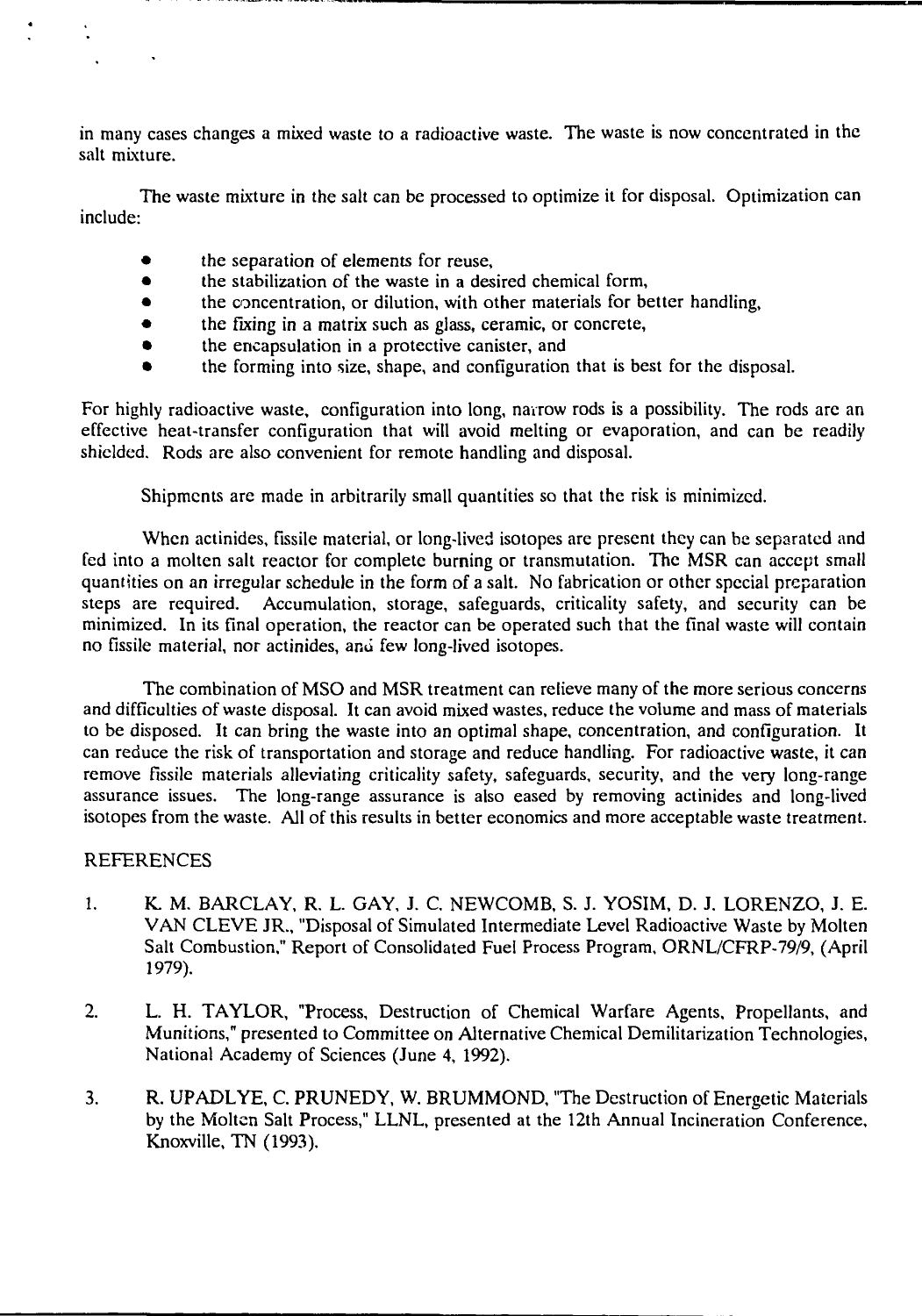in many cases changes a mixed waste to a radioactive waste. The waste is now concentrated in the salt mixture.

The waste mixture in the salt can be processed to optimize it for disposal. Optimization can include:

- the separation of elements for reuse,
- the stabilization of the waste in a desired chemical form,
- the concentration, or dilution, with other materials for better handling,
- the fixing in a matrix such as glass, ceramic, or concrete,
- the encapsulation in a protective canister, and
- the forming into size, shape, and configuration that is best for the disposal.

For highly radioactive waste, configuration into long, narrow rods is a possibility. The rods are an effective heat-transfer configuration that will avoid melting or evaporation, and can be readily shielded. Rods are also convenient for remote handling and disposal.

Shipments are made in arbitrarily small quantities so that the risk is minimized.

When actinides, fissile material, or long-lived isotopes are present they can be separated and fed into a molten salt reactor for complete burning or transmutation. The MSR can accept small quantities on an irregular schedule in the form of a salt. No fabrication or other special preparation steps are required. Accumulation, storage, safeguards, criticality safety, and security can be minimized. In its final operation, the reactor can be operated such that the final waste will contain no fissile material, nor actinides, and few long-lived isotopes.

The combination of MSO and MSR treatment can relieve many of the more serious concerns and difficulties of waste disposal. It can avoid mixed wastes, reduce the volume and mass of materials to be disposed. It can bring the waste into an optimal shape, concentration, and configuration. It can reduce the risk of transportation and storage and reduce handling. For radioactive waste, it can remove fissile materials alleviating criticality safety, safeguards, security, and the very long-range assurance issues. The long-range assurance is also eased by removing actinides and long-lived isotopes from the waste. All of this results in better economics and more acceptable waste treatment.

## REFERENCES

1. K. M. BARCLAY, R. L. GAY, J. C. NEWCOMB, S. J. YOSIM, D. J. LORENZO, J. E. VAN CLEVE JR., "Disposal of Simulated Intermediate Level Radioactive Waste by Molten Salt Combustion," Report of Consolidated Fuel Process Program, ORNL/CFRP-79/9, (April 1979).

2. L. H. TAYLOR, "Process, Destruction of Chemical Warfare Agents, Propellants, and Munitions," presented to Committee on Alternative Chemical Demilitarization Technologies, National Academy of Sciences (June 4, 1992).

3. R. UPADLYE, C. PRUNEDY, W. BRUMMOND, "The Destruction of Energetic Materials by the Molten Salt Process," LLNL, presented at the 12th Annual Incineration Conference, Knoxville, TN (1993).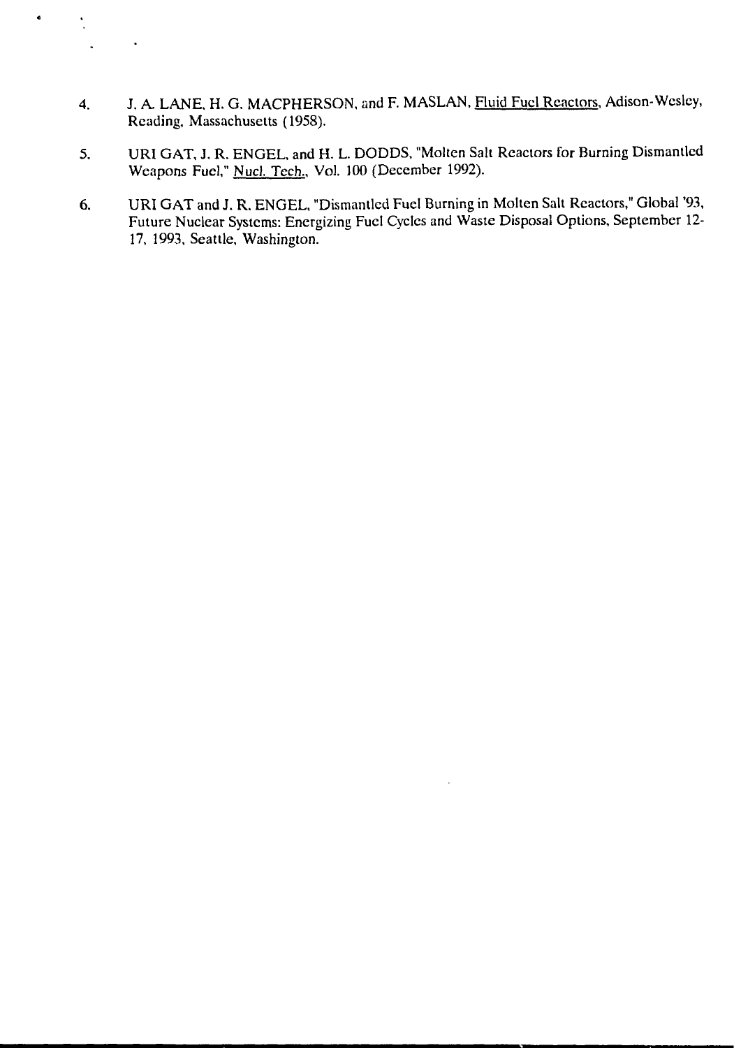4. J. A. LANE, H. G. MACPHERSON, and F. MASLAN, Fluid Fuel Reactors, Adison-Wesley, Reading, Massachusetts (1958).

5. URI GAT, J. R. ENGEL, and H. L. DODDS, "Molten Salt Reactors for Burning Dismantled Weapons Fuel," Nucl. Tech., Vol. 100 (December 1992).

6. URI GAT and J. R. ENGEL, "Dismantled Fuel Burning in Molten Salt Reactors," Global '93, Future Nuclear Systems: Energizing Fuel Cycles and Waste Disposal Options, September 12-17, 1993, Seattle, Washington.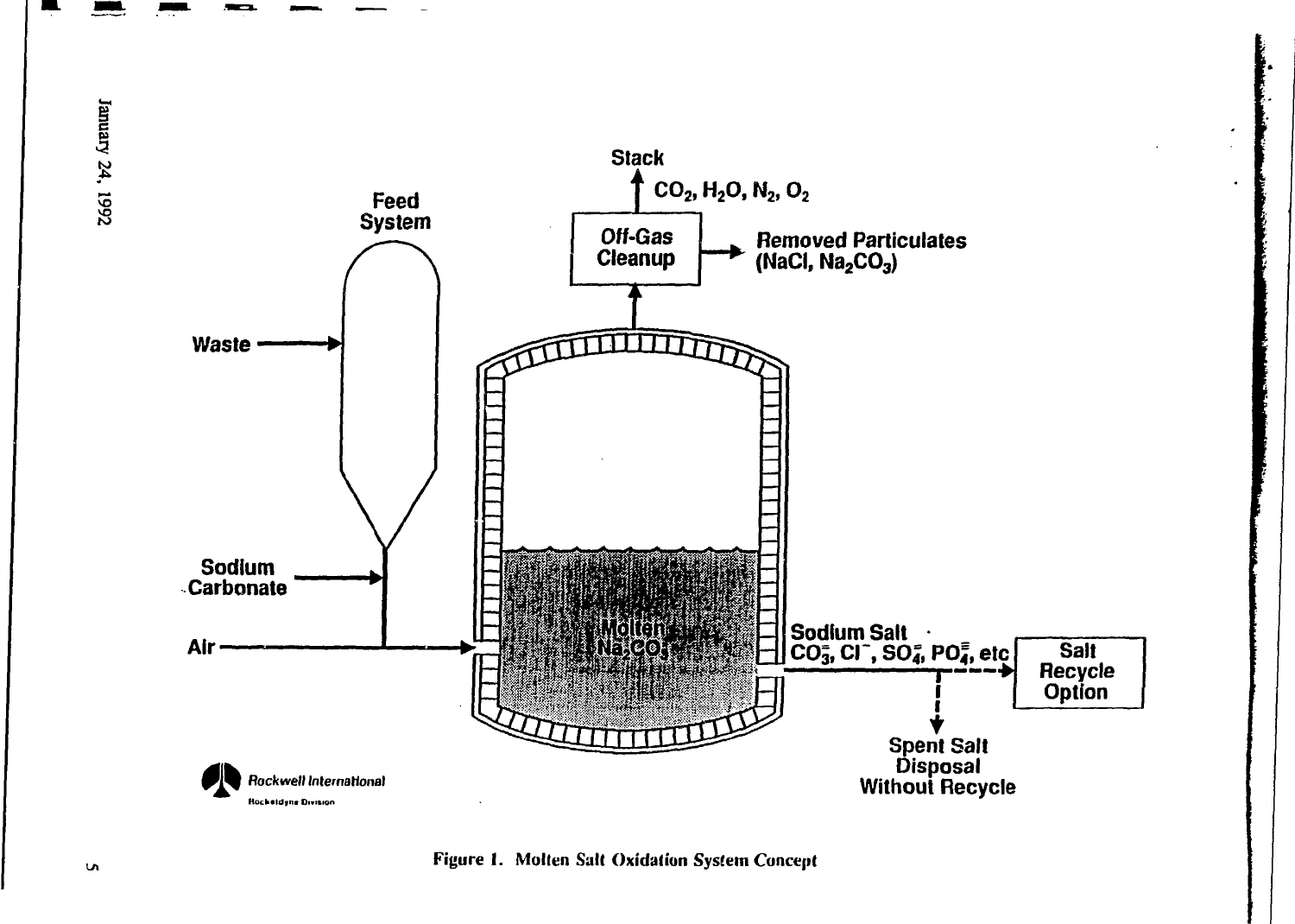Stack

$CO_2$, $H_2O$, $N_2$, $O_2$

Feed System

Off-Gas Cleanup

Removed Particulates ($NaCl$, $Na_2CO_3$)

Waste

Sodium Carbonate

Air

Molten $Na_2CO_3$

Sodium Salt

$CO_3^=$, $Cl^-$, $SO_4^=$, $PO_4^{\equiv}$, etc

Salt Recycle Option

Spent Salt Disposal Without Recycle

Rockwell International

Rocketdyne Division

Figure 1. Molten Salt Oxidation System Concept